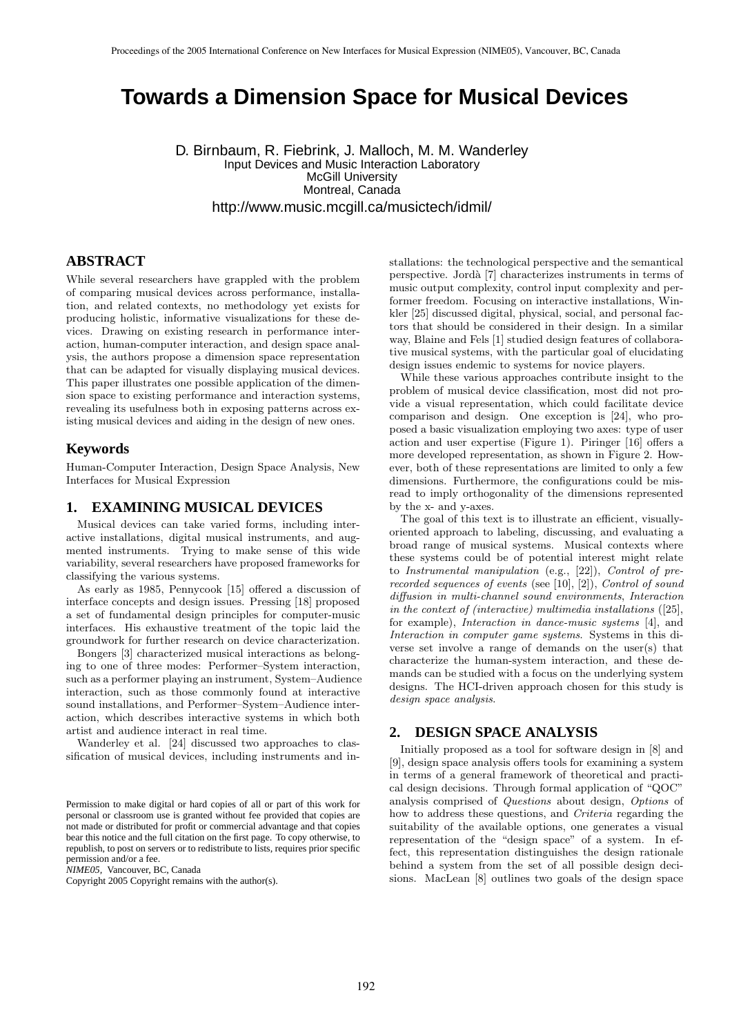# Towards a Dimension Space for Musical Devices

D. Birnbaum, R. Fiebrink, J. Malloch, M. M. Wanderley
Input Devices and Music Interaction Laboratory
McGill University
Montreal, Canada
http://www.music.mcgill.ca/musictech/idmil/

## ABSTRACT

While several researchers have grappled with the problem of comparing musical devices across performance, installation, and related contexts, no methodology yet exists for producing holistic, informative visualizations for these devices. Drawing on existing research in performance interaction, human-computer interaction, and design space analysis, the authors propose a dimension space representation that can be adapted for visually displaying musical devices. This paper illustrates one possible application of the dimension space to existing performance and interaction systems, revealing its usefulness both in exposing patterns across existing musical devices and aiding in the design of new ones.

## Keywords

Human-Computer Interaction, Design Space Analysis, New Interfaces for Musical Expression

## 1. EXAMINING MUSICAL DEVICES

Musical devices can take varied forms, including interactive installations, digital musical instruments, and augmented instruments. Trying to make sense of this wide variability, several researchers have proposed frameworks for classifying the various systems.

As early as 1985, Pennycook [15] offered a discussion of interface concepts and design issues. Pressing [18] proposed a set of fundamental design principles for computer-music interfaces. His exhaustive treatment of the topic laid the groundwork for further research on device characterization.

Bongers [3] characterized musical interactions as belonging to one of three modes: Performer–System interaction, such as a performer playing an instrument, System–Audience interaction, such as those commonly found at interactive sound installations, and Performer–System–Audience interaction, which describes interactive systems in which both artist and audience interact in real time.

Wanderley et al. [24] discussed two approaches to classification of musical devices, including instruments and installations: the technological perspective and the semantical perspective. Jordà [7] characterizes instruments in terms of music output complexity, control input complexity and performer freedom. Focusing on interactive installations, Winkler [25] discussed digital, physical, social, and personal factors that should be considered in their design. In a similar way, Blaine and Fels [1] studied design features of collaborative musical systems, with the particular goal of elucidating design issues endemic to systems for novice players.

While these various approaches contribute insight to the problem of musical device classification, most did not provide a visual representation, which could facilitate device comparison and design. One exception is [24], who proposed a basic visualization employing two axes: type of user action and user expertise (Figure 1). Piringer [16] offers a more developed representation, as shown in Figure 2. However, both of these representations are limited to only a few dimensions. Furthermore, the configurations could be misread to imply orthogonality of the dimensions represented by the x- and y-axes.

The goal of this text is to illustrate an efficient, visually-oriented approach to labeling, discussing, and evaluating a broad range of musical systems. Musical contexts where these systems could be of potential interest might relate to *Instrumental manipulation* (e.g., [22]), *Control of pre-recorded sequences of events* (see [10], [2]), *Control of sound diffusion in multi-channel sound environments*, *Interaction in the context of (interactive) multimedia installations* ([25], for example), *Interaction in dance-music systems* [4], and *Interaction in computer game systems*. Systems in this diverse set involve a range of demands on the user(s) that characterize the human-system interaction, and these demands can be studied with a focus on the underlying system designs. The HCI-driven approach chosen for this study is *design space analysis*.

## 2. DESIGN SPACE ANALYSIS

Initially proposed as a tool for software design in [8] and [9], design space analysis offers tools for examining a system in terms of a general framework of theoretical and practical design decisions. Through formal application of "QOC" analysis comprised of *Questions* about design, *Options* of how to address these questions, and *Criteria* regarding the suitability of the available options, one generates a visual representation of the "design space" of a system. In effect, this representation distinguishes the design rationale behind a system from the set of all possible design decisions. MacLean [8] outlines two goals of the design space

Permission to make digital or hard copies of all or part of this work for personal or classroom use is granted without fee provided that copies are not made or distributed for profit or commercial advantage and that copies bear this notice and the full citation on the first page. To copy otherwise, to republish, to post on servers or to redistribute to lists, requires prior specific permission and/or a fee.
*NIME05,* Vancouver, BC, Canada
Copyright 2005 Copyright remains with the author(s).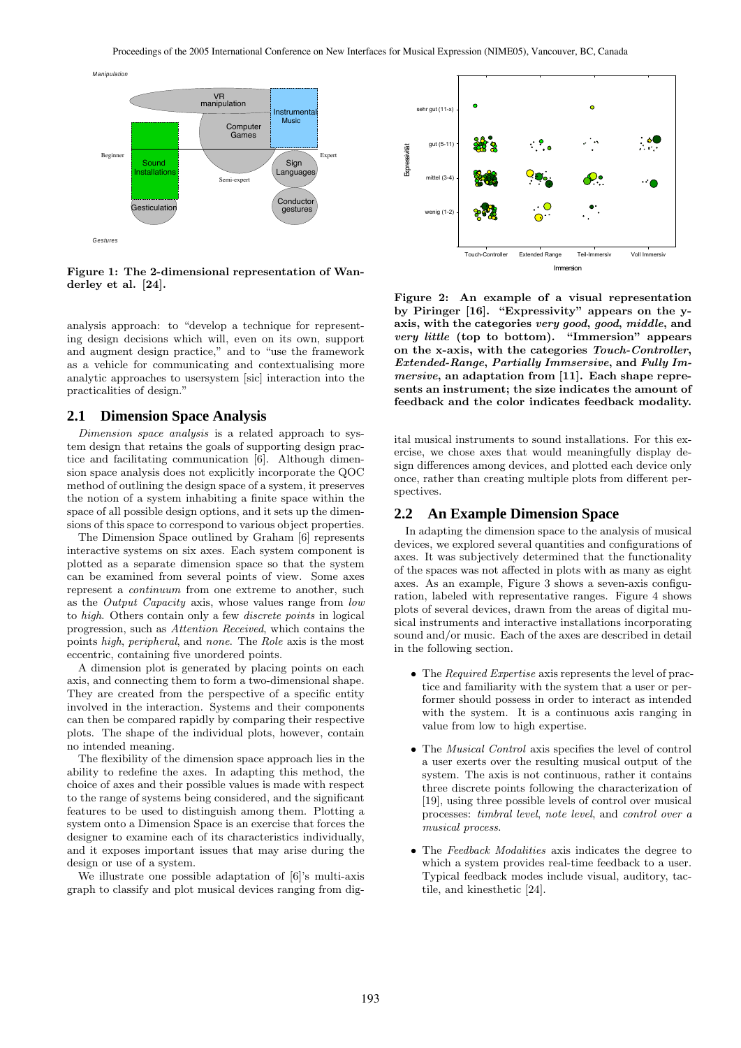Manipulation

VR manipulation

Instrumental Music

Computer Games

Beginner

Expert

Sound Installations

Semi-expert

Sign Languages

Gesticulation

Conductor gestures

Gestures

**Figure 1: The 2-dimensional representation of Wanderley et al. [24].**

sehr gut (11-x)

gut (5-11)

mittel (3-4)

wenig (1-2)

Expressivität

Touch-Controller

Extended Range

Teil-Immersiv

Voll Immersiv

Immersion

**Figure 2: An example of a visual representation by Piringer [16]. "Expressivity" appears on the y-axis, with the categories *very good*, *good*, *middle*, and *very little* (top to bottom). "Immersion" appears on the x-axis, with the categories *Touch-Controller*, *Extended-Range*, *Partially Immsersive*, and *Fully Immersive*, an adaptation from [11]. Each shape represents an instrument; the size indicates the amount of feedback and the color indicates feedback modality.**

analysis approach: to "develop a technique for representing design decisions which will, even on its own, support and augment design practice," and to "use the framework as a vehicle for communicating and contextualising more analytic approaches to usersystem [sic] interaction into the practicalities of design."

## 2.1 Dimension Space Analysis

*Dimension space analysis* is a related approach to system design that retains the goals of supporting design practice and facilitating communication [6]. Although dimension space analysis does not explicitly incorporate the QOC method of outlining the design space of a system, it preserves the notion of a system inhabiting a finite space within the space of all possible design options, and it sets up the dimensions of this space to correspond to various object properties.

The Dimension Space outlined by Graham [6] represents interactive systems on six axes. Each system component is plotted as a separate dimension space so that the system can be examined from several points of view. Some axes represent a *continuum* from one extreme to another, such as the *Output Capacity* axis, whose values range from *low* to *high*. Others contain only a few *discrete points* in logical progression, such as *Attention Received*, which contains the points *high*, *peripheral*, and *none*. The *Role* axis is the most eccentric, containing five unordered points.

A dimension plot is generated by placing points on each axis, and connecting them to form a two-dimensional shape. They are created from the perspective of a specific entity involved in the interaction. Systems and their components can then be compared rapidly by comparing their respective plots. The shape of the individual plots, however, contain no intended meaning.

The flexibility of the dimension space approach lies in the ability to redefine the axes. In adapting this method, the choice of axes and their possible values is made with respect to the range of systems being considered, and the significant features to be used to distinguish among them. Plotting a system onto a Dimension Space is an exercise that forces the designer to examine each of its characteristics individually, and it exposes important issues that may arise during the design or use of a system.

We illustrate one possible adaptation of [6]'s multi-axis graph to classify and plot musical devices ranging from digital musical instruments to sound installations. For this exercise, we chose axes that would meaningfully display design differences among devices, and plotted each device only once, rather than creating multiple plots from different perspectives.

## 2.2 An Example Dimension Space

In adapting the dimension space to the analysis of musical devices, we explored several quantities and configurations of axes. It was subjectively determined that the functionality of the spaces was not affected in plots with as many as eight axes. As an example, Figure 3 shows a seven-axis configuration, labeled with representative ranges. Figure 4 shows plots of several devices, drawn from the areas of digital musical instruments and interactive installations incorporating sound and/or music. Each of the axes are described in detail in the following section.

- The *Required Expertise* axis represents the level of practice and familiarity with the system that a user or performer should possess in order to interact as intended with the system. It is a continuous axis ranging in value from low to high expertise.
- The *Musical Control* axis specifies the level of control a user exerts over the resulting musical output of the system. The axis is not continuous, rather it contains three discrete points following the characterization of [19], using three possible levels of control over musical processes: *timbral level*, *note level*, and *control over a musical process*.
- The *Feedback Modalities* axis indicates the degree to which a system provides real-time feedback to a user. Typical feedback modes include visual, auditory, tactile, and kinesthetic [24].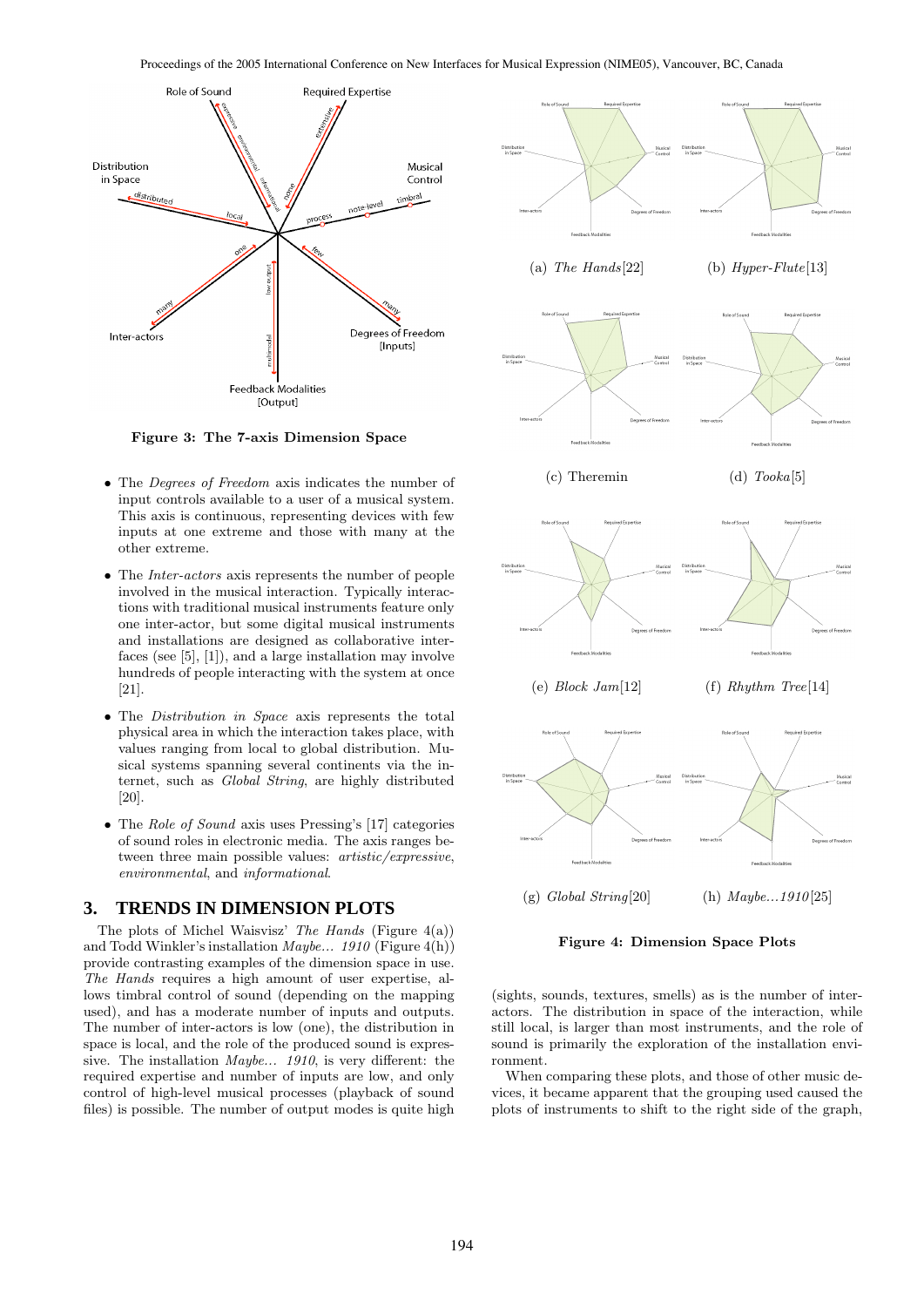Figure 3: The 7-axis Dimension Space

- The *Degrees of Freedom* axis indicates the number of input controls available to a user of a musical system. This axis is continuous, representing devices with few inputs at one extreme and those with many at the other extreme.
- The *Inter-actors* axis represents the number of people involved in the musical interaction. Typically interactions with traditional musical instruments feature only one inter-actor, but some digital musical instruments and installations are designed as collaborative interfaces (see [5], [1]), and a large installation may involve hundreds of people interacting with the system at once [21].
- The *Distribution in Space* axis represents the total physical area in which the interaction takes place, with values ranging from local to global distribution. Musical systems spanning several continents via the internet, such as *Global String*, are highly distributed [20].
- The *Role of Sound* axis uses Pressing's [17] categories of sound roles in electronic media. The axis ranges between three main possible values: *artistic/expressive*, *environmental*, and *informational*.

## 3. TRENDS IN DIMENSION PLOTS

The plots of Michel Waisvisz' *The Hands* (Figure 4(a)) and Todd Winkler's installation *Maybe... 1910* (Figure 4(h)) provide contrasting examples of the dimension space in use. *The Hands* requires a high amount of user expertise, allows timbral control of sound (depending on the mapping used), and has a moderate number of inputs and outputs. The number of inter-actors is low (one), the distribution in space is local, and the role of the produced sound is expressive. The installation *Maybe... 1910*, is very different: the required expertise and number of inputs are low, and only control of high-level musical processes (playback of sound files) is possible. The number of output modes is quite high (sights, sounds, textures, smells) as is the number of inter-actors. The distribution in space of the interaction, while still local, is larger than most instruments, and the role of sound is primarily the exploration of the installation environment.

When comparing these plots, and those of other music devices, it became apparent that the grouping used caused the plots of instruments to shift to the right side of the graph,

(a) *The Hands*[22] (b) *Hyper-Flute*[13]

(c) Theremin (d) *Tooka*[5]

(e) *Block Jam*[12] (f) *Rhythm Tree*[14]

(g) *Global String*[20] (h) *Maybe...1910*[25]

Figure 4: Dimension Space Plots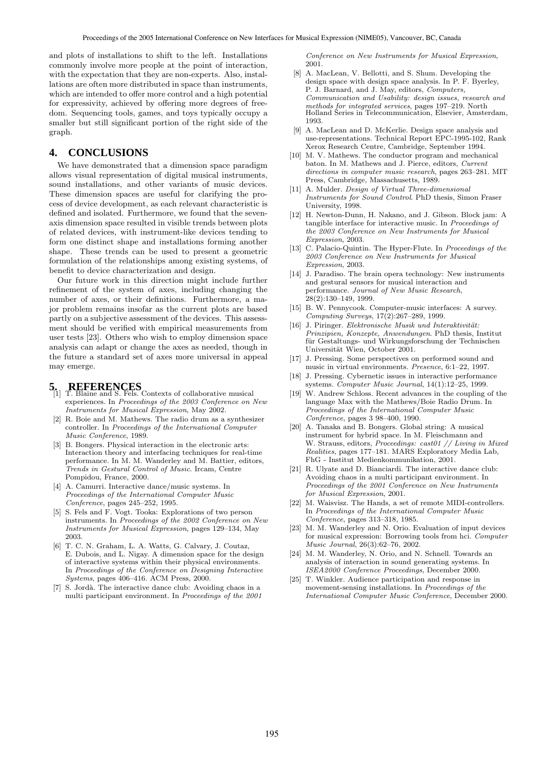and plots of installations to shift to the left. Installations commonly involve more people at the point of interaction, with the expectation that they are non-experts. Also, installations are often more distributed in space than instruments, which are intended to offer more control and a high potential for expressivity, achieved by offering more degrees of freedom. Sequencing tools, games, and toys typically occupy a smaller but still significant portion of the right side of the graph.

## 4. CONCLUSIONS

We have demonstrated that a dimension space paradigm allows visual representation of digital musical instruments, sound installations, and other variants of music devices. These dimension spaces are useful for clarifying the process of device development, as each relevant characteristic is defined and isolated. Furthermore, we found that the seven-axis dimension space resulted in visible trends between plots of related devices, with instrument-like devices tending to form one distinct shape and installations forming another shape. These trends can be used to present a geometric formulation of the relationships among existing systems, of benefit to device characterization and design.

Our future work in this direction might include further refinement of the system of axes, including changing the number of axes, or their definitions. Furthermore, a major problem remains insofar as the current plots are based partly on a subjective assessment of the devices. This assessment should be verified with empirical measurements from user tests [23]. Others who wish to employ dimension space analysis can adapt or change the axes as needed, though in the future a standard set of axes more universal in appeal may emerge.

## 5. REFERENCES

[1] T. Blaine and S. Fels. Contexts of collaborative musical experiences. In *Proceedings of the 2003 Conference on New Instruments for Musical Expression*, May 2002.

[2] R. Boie and M. Mathews. The radio drum as a synthesizer controller. In *Proceedings of the International Computer Music Conference*, 1989.

[3] B. Bongers. Physical interaction in the electronic arts: Interaction theory and interfacing techniques for real-time performance. In M. M. Wanderley and M. Battier, editors, *Trends in Gestural Control of Music*. Ircam, Centre Pompidou, France, 2000.

[4] A. Camurri. Interactive dance/music systems. In *Proceedings of the International Computer Music Conference*, pages 245–252, 1995.

[5] S. Fels and F. Vogt. Tooka: Explorations of two person instruments. In *Proceedings of the 2002 Conference on New Instruments for Musical Expression*, pages 129–134, May 2003.

[6] T. C. N. Graham, L. A. Watts, G. Calvary, J. Coutaz, E. Dubois, and L. Nigay. A dimension space for the design of interactive systems within their physical environments. In *Proceedings of the Conference on Designing Interactive Systems*, pages 406–416. ACM Press, 2000.

[7] S. Jordà. The interactive dance club: Avoiding chaos in a multi participant environment. In *Proceedings of the 2001 Conference on New Instruments for Musical Expression*, 2001.

[8] A. MacLean, V. Bellotti, and S. Shum. Developing the design space with design space analysis. In P. F. Byerley, P. J. Barnard, and J. May, editors, *Computers, Communication and Usability: design issues, research and methods for integrated services*, pages 197–219. North Holland Series in Telecommunication, Elsevier, Amsterdam, 1993.

[9] A. MacLean and D. McKerlie. Design space analysis and use-representations. Technical Report EPC-1995-102, Rank Xerox Research Centre, Cambridge, September 1994.

[10] M. V. Mathews. The conductor program and mechanical baton. In M. Mathews and J. Pierce, editors, *Current directions in computer music research*, pages 263–281. MIT Press, Cambridge, Massachusetts, 1989.

[11] A. Mulder. *Design of Virtual Three-dimensional Instruments for Sound Control*. PhD thesis, Simon Fraser University, 1998.

[12] H. Newton-Dunn, H. Nakano, and J. Gibson. Block jam: A tangible interface for interactive music. In *Proceedings of the 2003 Conference on New Instruments for Musical Expression*, 2003.

[13] C. Palacio-Quintin. The Hyper-Flute. In *Proceedings of the 2003 Conference on New Instruments for Musical Expression*, 2003.

[14] J. Paradiso. The brain opera technology: New instruments and gestural sensors for musical interaction and performance. *Journal of New Music Research*, 28(2):130–149, 1999.

[15] B. W. Pennycook. Computer-music interfaces: A survey. *Computing Surveys*, 17(2):267–289, 1999.

[16] J. Piringer. *Elektronische Musik und Interaktivität: Prinzipien, Konzepte, Anwendungen*. PhD thesis, Institut für Gestaltungs- und Wirkungsforschung der Technischen Universität Wien, October 2001.

[17] J. Pressing. Some perspectives on performed sound and music in virtual environments. *Presence*, 6:1–22, 1997.

[18] J. Pressing. Cybernetic issues in interactive performance systems. *Computer Music Journal*, 14(1):12–25, 1999.

[19] W. Andrew Schloss. Recent advances in the coupling of the language Max with the Mathews/Boie Radio Drum. In *Proceedings of the International Computer Music Conference*, pages 3 98–400, 1990.

[20] A. Tanaka and B. Bongers. Global string: A musical instrument for hybrid space. In M. Fleischmann and W. Strauss, editors, *Proceedings: cast01 // Living in Mixed Realities*, pages 177–181. MARS Exploratory Media Lab, FhG - Institut Medienkommunikation, 2001.

[21] R. Ulyate and D. Bianciardi. The interactive dance club: Avoiding chaos in a multi participant environment. In *Proceedings of the 2001 Conference on New Instruments for Musical Expression*, 2001.

[22] M. Waisvisz. The Hands, a set of remote MIDI-controllers. In *Proceedings of the International Computer Music Conference*, pages 313–318, 1985.

[23] M. M. Wanderley and N. Orio. Evaluation of input devices for musical expression: Borrowing tools from hci. *Computer Music Journal*, 26(3):62–76, 2002.

[24] M. M. Wanderley, N. Orio, and N. Schnell. Towards an analysis of interaction in sound generating systems. In *ISEA2000 Conference Proceedings*, December 2000.

[25] T. Winkler. Audience participation and response in movement-sensing installations. In *Proceedings of the International Computer Music Conference*, December 2000.